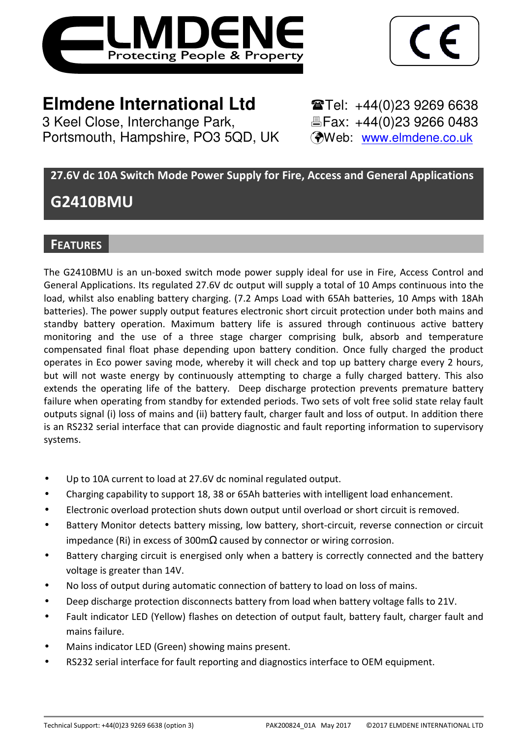**Elmdene International Ltd**

3 Keel Close, Interchange Park,
Portsmouth, Hampshire, PO3 5QD, UK

☎Tel: +44(0)23 9269 6638
🖷Fax: +44(0)23 9266 0483
Web: www.elmdene.co.uk

# 27.6V dc 10A Switch Mode Power Supply for Fire, Access and General Applications

# G2410BMU

## FEATURES

The G2410BMU is an un-boxed switch mode power supply ideal for use in Fire, Access Control and General Applications. Its regulated 27.6V dc output will supply a total of 10 Amps continuous into the load, whilst also enabling battery charging. (7.2 Amps Load with 65Ah batteries, 10 Amps with 18Ah batteries). The power supply output features electronic short circuit protection under both mains and standby battery operation. Maximum battery life is assured through continuous active battery monitoring and the use of a three stage charger comprising bulk, absorb and temperature compensated final float phase depending upon battery condition. Once fully charged the product operates in Eco power saving mode, whereby it will check and top up battery charge every 2 hours, but will not waste energy by continuously attempting to charge a fully charged battery. This also extends the operating life of the battery. Deep discharge protection prevents premature battery failure when operating from standby for extended periods. Two sets of volt free solid state relay fault outputs signal (i) loss of mains and (ii) battery fault, charger fault and loss of output. In addition there is an RS232 serial interface that can provide diagnostic and fault reporting information to supervisory systems.

- Up to 10A current to load at 27.6V dc nominal regulated output.
- Charging capability to support 18, 38 or 65Ah batteries with intelligent load enhancement.
- Electronic overload protection shuts down output until overload or short circuit is removed.
- Battery Monitor detects battery missing, low battery, short-circuit, reverse connection or circuit impedance (Ri) in excess of 300mΩ caused by connector or wiring corrosion.
- Battery charging circuit is energised only when a battery is correctly connected and the battery voltage is greater than 14V.
- No loss of output during automatic connection of battery to load on loss of mains.
- Deep discharge protection disconnects battery from load when battery voltage falls to 21V.
- Fault indicator LED (Yellow) flashes on detection of output fault, battery fault, charger fault and mains failure.
- Mains indicator LED (Green) showing mains present.
- RS232 serial interface for fault reporting and diagnostics interface to OEM equipment.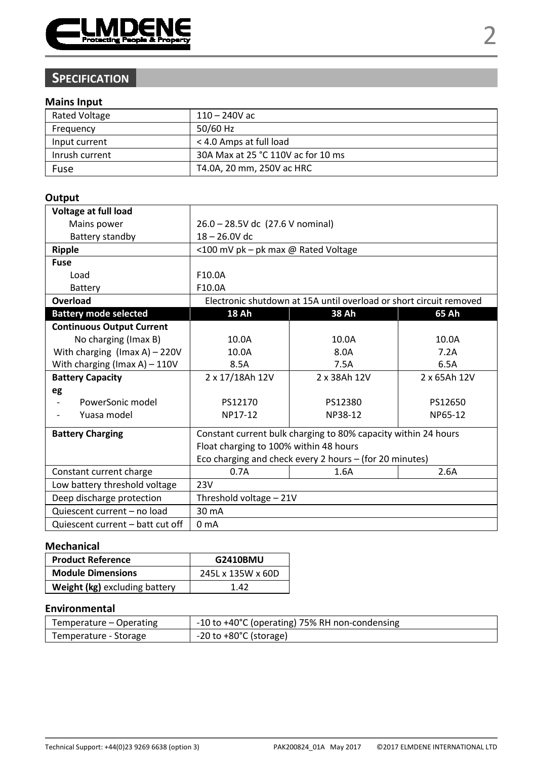## Specification

### Mains Input

| | |
|---|---|
| Rated Voltage | 110 – 240V ac |
| Frequency | 50/60 Hz |
| Input current | < 4.0 Amps at full load |
| Inrush current | 30A Max at 25 °C 110V ac for 10 ms |
| Fuse | T4.0A, 20 mm, 250V ac HRC |

### Output

| | | | |
|---|---|---|---|
| **Voltage at full load** | | | |
| Mains power | 26.0 – 28.5V dc (27.6 V nominal) | | |
| Battery standby | 18 – 26.0V dc | | |
| **Ripple** | <100 mV pk – pk max @ Rated Voltage | | |
| **Fuse** | | | |
| Load | F10.0A | | |
| Battery | F10.0A | | |
| **Overload** | Electronic shutdown at 15A until overload or short circuit removed | | |
| **Battery mode selected** | **18 Ah** | **38 Ah** | **65 Ah** |
| **Continuous Output Current** | | | |
| No charging (Imax B) | 10.0A | 10.0A | 10.0A |
| With charging (Imax A) – 220V | 10.0A | 8.0A | 7.2A |
| With charging (Imax A) – 110V | 8.5A | 7.5A | 6.5A |
| **Battery Capacity** | 2 x 17/18Ah 12V | 2 x 38Ah 12V | 2 x 65Ah 12V |
| **eg** | | | |
| - PowerSonic model | PS12170 | PS12380 | PS12650 |
| - Yuasa model | NP17-12 | NP38-12 | NP65-12 |
| **Battery Charging** | Constant current bulk charging to 80% capacity within 24 hours<br>Float charging to 100% within 48 hours<br>Eco charging and check every 2 hours – (for 20 minutes) | | |
| Constant current charge | 0.7A | 1.6A | 2.6A |
| Low battery threshold voltage | 23V | | |
| Deep discharge protection | Threshold voltage – 21V | | |
| Quiescent current – no load | 30 mA | | |
| Quiescent current – batt cut off | 0 mA | | |

### Mechanical

| **Product Reference** | **G2410BMU** |
|---|---|
| **Module Dimensions** | 245L x 135W x 60D |
| **Weight (kg)** excluding battery | 1.42 |

### Environmental

| | |
|---|---|
| Temperature – Operating | -10 to +40°C (operating) 75% RH non-condensing |
| Temperature - Storage | -20 to +80°C (storage) |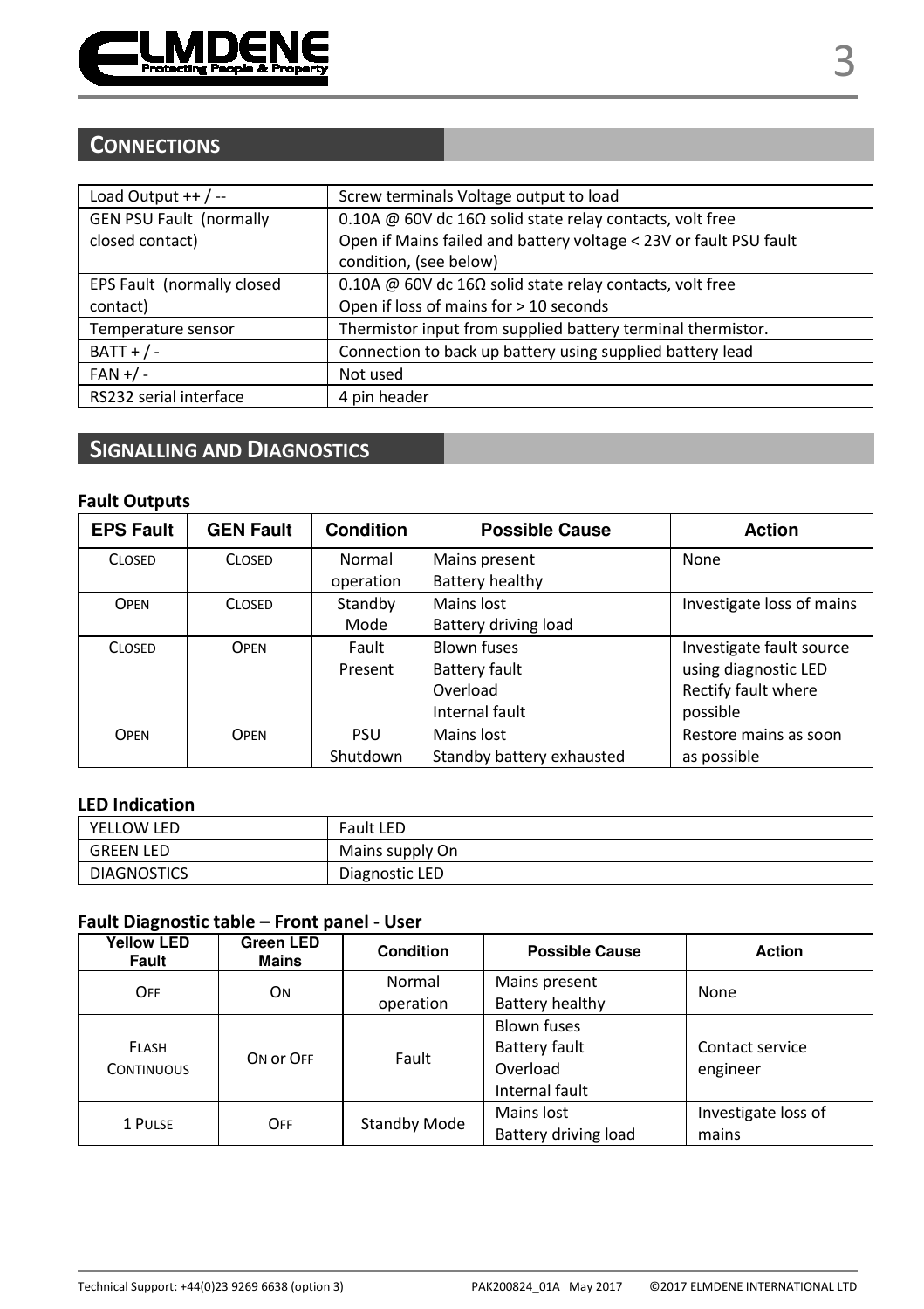## CONNECTIONS

| | |
|---|---|
| Load Output ++ / -- | Screw terminals Voltage output to load |
| GEN PSU Fault (normally closed contact) | 0.10A @ 60V dc 16Ω solid state relay contacts, volt free<br>Open if Mains failed and battery voltage < 23V or fault PSU fault condition, (see below) |
| EPS Fault (normally closed contact) | 0.10A @ 60V dc 16Ω solid state relay contacts, volt free<br>Open if loss of mains for > 10 seconds |
| Temperature sensor | Thermistor input from supplied battery terminal thermistor. |
| BATT + / - | Connection to back up battery using supplied battery lead |
| FAN +/ - | Not used |
| RS232 serial interface | 4 pin header |

## SIGNALLING AND DIAGNOSTICS

**Fault Outputs**

| EPS Fault | GEN Fault | Condition | Possible Cause | Action |
|---|---|---|---|---|
| CLOSED | CLOSED | Normal operation | Mains present<br>Battery healthy | None |
| OPEN | CLOSED | Standby Mode | Mains lost<br>Battery driving load | Investigate loss of mains |
| CLOSED | OPEN | Fault Present | Blown fuses<br>Battery fault<br>Overload<br>Internal fault | Investigate fault source using diagnostic LED<br>Rectify fault where possible |
| OPEN | OPEN | PSU Shutdown | Mains lost<br>Standby battery exhausted | Restore mains as soon as possible |

**LED Indication**

| | |
|---|---|
| YELLOW LED | Fault LED |
| GREEN LED | Mains supply On |
| DIAGNOSTICS | Diagnostic LED |

**Fault Diagnostic table – Front panel - User**

| Yellow LED Fault | Green LED Mains | Condition | Possible Cause | Action |
|---|---|---|---|---|
| OFF | ON | Normal operation | Mains present<br>Battery healthy | None |
| FLASH CONTINUOUS | ON or OFF | Fault | Blown fuses<br>Battery fault<br>Overload<br>Internal fault | Contact service engineer |
| 1 PULSE | OFF | Standby Mode | Mains lost<br>Battery driving load | Investigate loss of mains |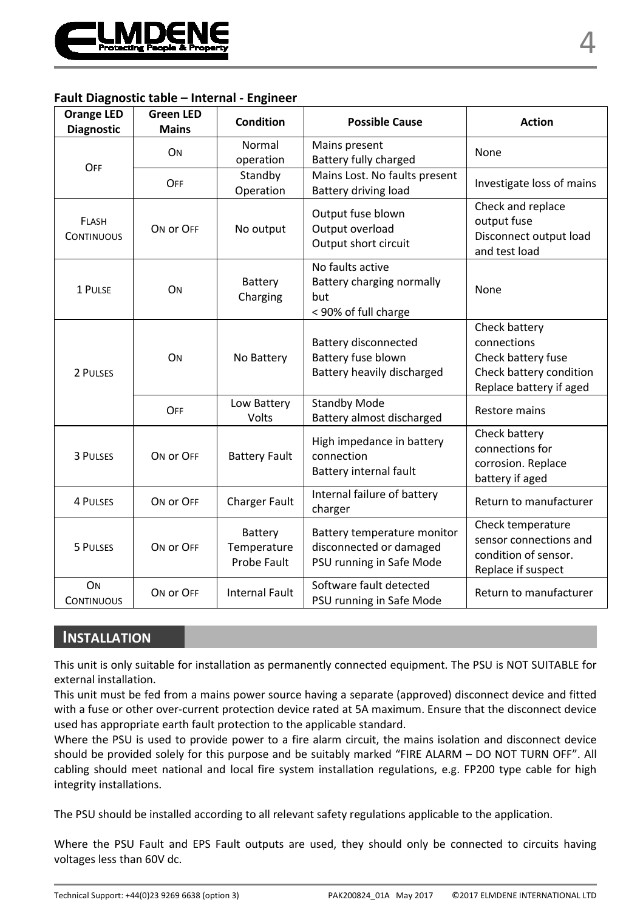### Fault Diagnostic table – Internal - Engineer

| Orange LED Diagnostic | Green LED Mains | Condition | Possible Cause | Action |
|---|---|---|---|---|
| Off | On | Normal operation | Mains present<br>Battery fully charged | None |
| | Off | Standby Operation | Mains Lost. No faults present<br>Battery driving load | Investigate loss of mains |
| Flash Continuous | On or Off | No output | Output fuse blown<br>Output overload<br>Output short circuit | Check and replace output fuse<br>Disconnect output load and test load |
| 1 Pulse | On | Battery Charging | No faults active<br>Battery charging normally but<br>< 90% of full charge | None |
| 2 Pulses | On | No Battery | Battery disconnected<br>Battery fuse blown<br>Battery heavily discharged | Check battery connections<br>Check battery fuse<br>Check battery condition<br>Replace battery if aged |
| | Off | Low Battery Volts | Standby Mode<br>Battery almost discharged | Restore mains |
| 3 Pulses | On or Off | Battery Fault | High impedance in battery connection<br>Battery internal fault | Check battery connections for corrosion. Replace battery if aged |
| 4 Pulses | On or Off | Charger Fault | Internal failure of battery charger | Return to manufacturer |
| 5 Pulses | On or Off | Battery Temperature Probe Fault | Battery temperature monitor disconnected or damaged<br>PSU running in Safe Mode | Check temperature sensor connections and condition of sensor. Replace if suspect |
| On Continuous | On or Off | Internal Fault | Software fault detected<br>PSU running in Safe Mode | Return to manufacturer |

## Installation

This unit is only suitable for installation as permanently connected equipment. The PSU is NOT SUITABLE for external installation.
This unit must be fed from a mains power source having a separate (approved) disconnect device and fitted with a fuse or other over-current protection device rated at 5A maximum. Ensure that the disconnect device used has appropriate earth fault protection to the applicable standard.
Where the PSU is used to provide power to a fire alarm circuit, the mains isolation and disconnect device should be provided solely for this purpose and be suitably marked "FIRE ALARM – DO NOT TURN OFF". All cabling should meet national and local fire system installation regulations, e.g. FP200 type cable for high integrity installations.

The PSU should be installed according to all relevant safety regulations applicable to the application.

Where the PSU Fault and EPS Fault outputs are used, they should only be connected to circuits having voltages less than 60V dc.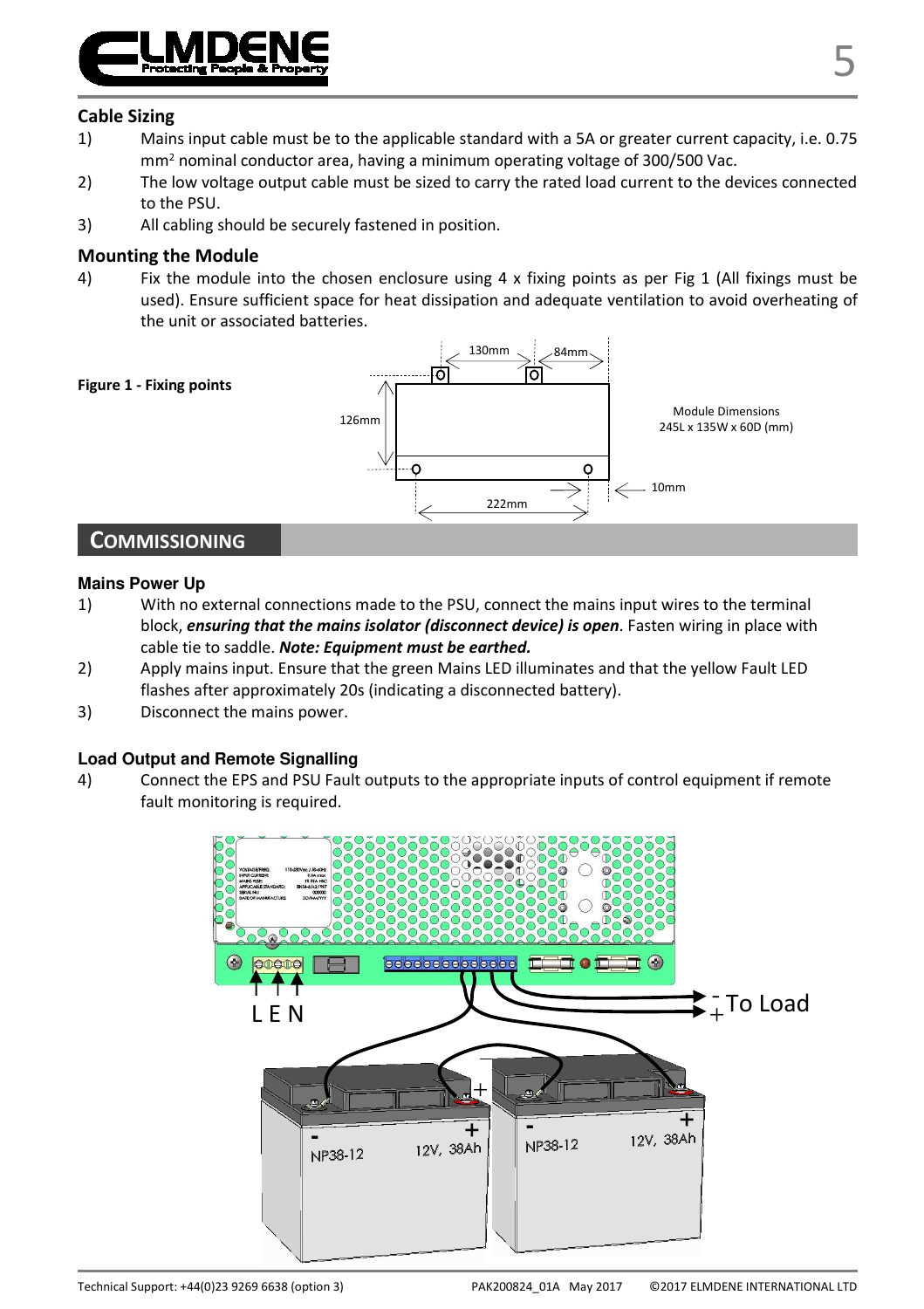## Cable Sizing

1) Mains input cable must be to the applicable standard with a 5A or greater current capacity, i.e. 0.75 $mm^2$ nominal conductor area, having a minimum operating voltage of 300/500 Vac.
2) The low voltage output cable must be sized to carry the rated load current to the devices connected to the PSU.
3) All cabling should be securely fastened in position.

## Mounting the Module

4) Fix the module into the chosen enclosure using 4 x fixing points as per Fig 1 (All fixings must be used). Ensure sufficient space for heat dissipation and adequate ventilation to avoid overheating of the unit or associated batteries.

**Figure 1 - Fixing points**

Module Dimensions 245L x 135W x 60D (mm)

## COMMISSIONING

### Mains Power Up

1) With no external connections made to the PSU, connect the mains input wires to the terminal block, ***ensuring that the mains isolator (disconnect device) is open***. Fasten wiring in place with cable tie to saddle. ***Note: Equipment must be earthed.***
2) Apply mains input. Ensure that the green Mains LED illuminates and that the yellow Fault LED flashes after approximately 20s (indicating a disconnected battery).
3) Disconnect the mains power.

### Load Output and Remote Signalling

4) Connect the EPS and PSU Fault outputs to the appropriate inputs of control equipment if remote fault monitoring is required.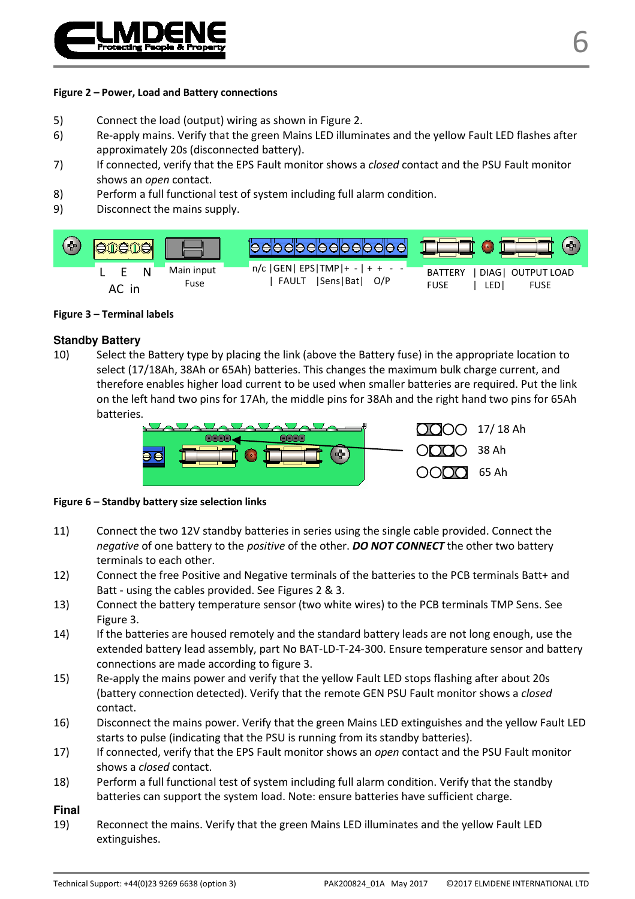**Figure 2 – Power, Load and Battery connections**

5) Connect the load (output) wiring as shown in Figure 2.
6) Re-apply mains. Verify that the green Mains LED illuminates and the yellow Fault LED flashes after approximately 20s (disconnected battery).
7) If connected, verify that the EPS Fault monitor shows a *closed* contact and the PSU Fault monitor shows an *open* contact.
8) Perform a full functional test of system including full alarm condition.
9) Disconnect the mains supply.

L E N
AC in

Main input Fuse

n/c |GEN| EPS|TMP|+ - | + + - -
| FAULT |Sens|Bat| O/P

BATTERY FUSE | DIAG| LED| OUTPUT LOAD FUSE

**Figure 3 – Terminal labels**

## Standby Battery

10) Select the Battery type by placing the link (above the Battery fuse) in the appropriate location to select (17/18Ah, 38Ah or 65Ah) batteries. This changes the maximum bulk charge current, and therefore enables higher load current to be used when smaller batteries are required. Put the link on the left hand two pins for 17Ah, the middle pins for 38Ah and the right hand two pins for 65Ah batteries.

17/ 18 Ah
38 Ah
65 Ah

**Figure 6 – Standby battery size selection links**

11) Connect the two 12V standby batteries in series using the single cable provided. Connect the *negative* of one battery to the *positive* of the other. ***DO NOT CONNECT*** the other two battery terminals to each other.
12) Connect the free Positive and Negative terminals of the batteries to the PCB terminals Batt+ and Batt - using the cables provided. See Figures 2 & 3.
13) Connect the battery temperature sensor (two white wires) to the PCB terminals TMP Sens. See Figure 3.
14) If the batteries are housed remotely and the standard battery leads are not long enough, use the extended battery lead assembly, part No BAT-LD-T-24-300. Ensure temperature sensor and battery connections are made according to figure 3.
15) Re-apply the mains power and verify that the yellow Fault LED stops flashing after about 20s (battery connection detected). Verify that the remote GEN PSU Fault monitor shows a *closed* contact.
16) Disconnect the mains power. Verify that the green Mains LED extinguishes and the yellow Fault LED starts to pulse (indicating that the PSU is running from its standby batteries).
17) If connected, verify that the EPS Fault monitor shows an *open* contact and the PSU Fault monitor shows a *closed* contact.
18) Perform a full functional test of system including full alarm condition. Verify that the standby batteries can support the system load. Note: ensure batteries have sufficient charge.

## Final

19) Reconnect the mains. Verify that the green Mains LED illuminates and the yellow Fault LED extinguishes.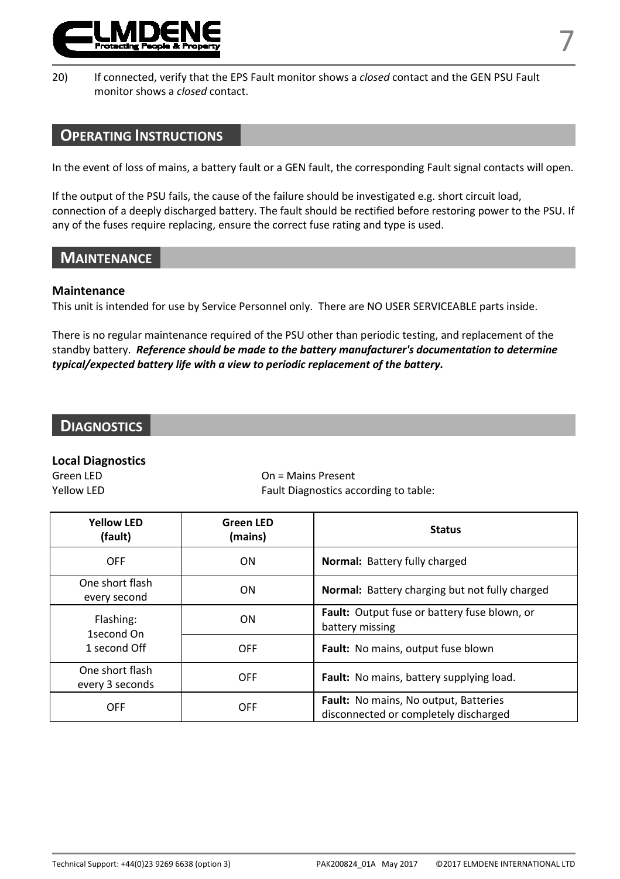20) If connected, verify that the EPS Fault monitor shows a *closed* contact and the GEN PSU Fault monitor shows a *closed* contact.

## Operating Instructions

In the event of loss of mains, a battery fault or a GEN fault, the corresponding Fault signal contacts will open.

If the output of the PSU fails, the cause of the failure should be investigated e.g. short circuit load, connection of a deeply discharged battery. The fault should be rectified before restoring power to the PSU. If any of the fuses require replacing, ensure the correct fuse rating and type is used.

## Maintenance

### Maintenance

This unit is intended for use by Service Personnel only. There are NO USER SERVICEABLE parts inside.

There is no regular maintenance required of the PSU other than periodic testing, and replacement of the standby battery. ***Reference should be made to the battery manufacturer's documentation to determine typical/expected battery life with a view to periodic replacement of the battery.***

## Diagnostics

### Local Diagnostics

Green LED — On = Mains Present
Yellow LED — Fault Diagnostics according to table:

| Yellow LED (fault) | Green LED (mains) | Status |
|---|---|---|
| OFF | ON | **Normal:** Battery fully charged |
| One short flash every second | ON | **Normal:** Battery charging but not fully charged |
| Flashing: 1second On 1 second Off | ON | **Fault:** Output fuse or battery fuse blown, or battery missing |
| Flashing: 1second On 1 second Off | OFF | **Fault:** No mains, output fuse blown |
| One short flash every 3 seconds | OFF | **Fault:** No mains, battery supplying load. |
| OFF | OFF | **Fault:** No mains, No output, Batteries disconnected or completely discharged |

Technical Support: +44(0)23 9269 6638 (option 3) PAK200824_01A May 2017 ©2017 ELMDENE INTERNATIONAL LTD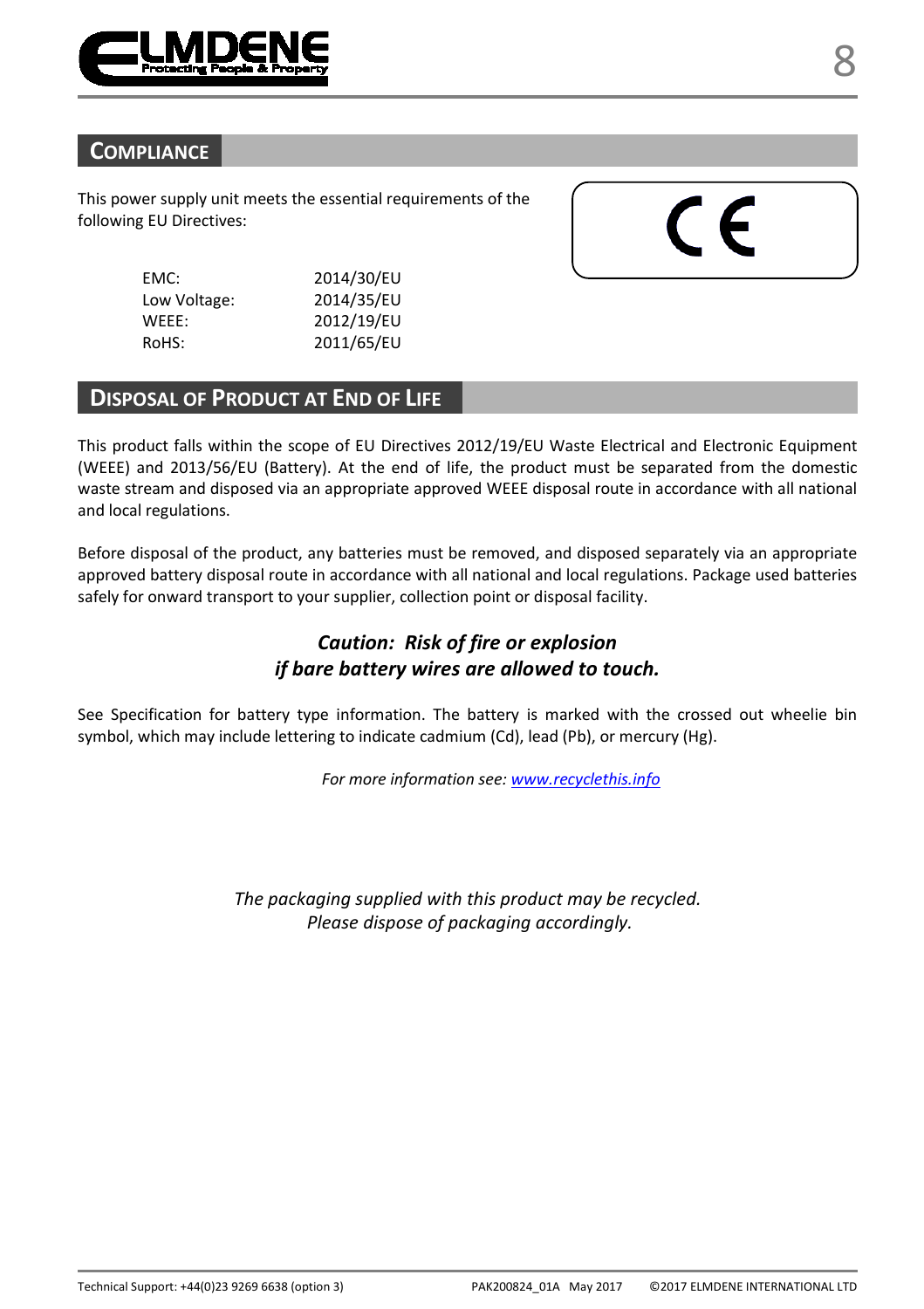## COMPLIANCE

This power supply unit meets the essential requirements of the following EU Directives:

| | |
|---|---|
| EMC: | 2014/30/EU |
| Low Voltage: | 2014/35/EU |
| WEEE: | 2012/19/EU |
| RoHS: | 2011/65/EU |

CE

## DISPOSAL OF PRODUCT AT END OF LIFE

This product falls within the scope of EU Directives 2012/19/EU Waste Electrical and Electronic Equipment (WEEE) and 2013/56/EU (Battery). At the end of life, the product must be separated from the domestic waste stream and disposed via an appropriate approved WEEE disposal route in accordance with all national and local regulations.

Before disposal of the product, any batteries must be removed, and disposed separately via an appropriate approved battery disposal route in accordance with all national and local regulations. Package used batteries safely for onward transport to your supplier, collection point or disposal facility.

***Caution: Risk of fire or explosion if bare battery wires are allowed to touch.***

See Specification for battery type information. The battery is marked with the crossed out wheelie bin symbol, which may include lettering to indicate cadmium (Cd), lead (Pb), or mercury (Hg).

*For more information see: [www.recyclethis.info](http://www.recyclethis.info)*

*The packaging supplied with this product may be recycled. Please dispose of packaging accordingly.*

Technical Support: +44(0)23 9269 6638 (option 3) PAK200824_01A May 2017 ©2017 ELMDENE INTERNATIONAL LTD